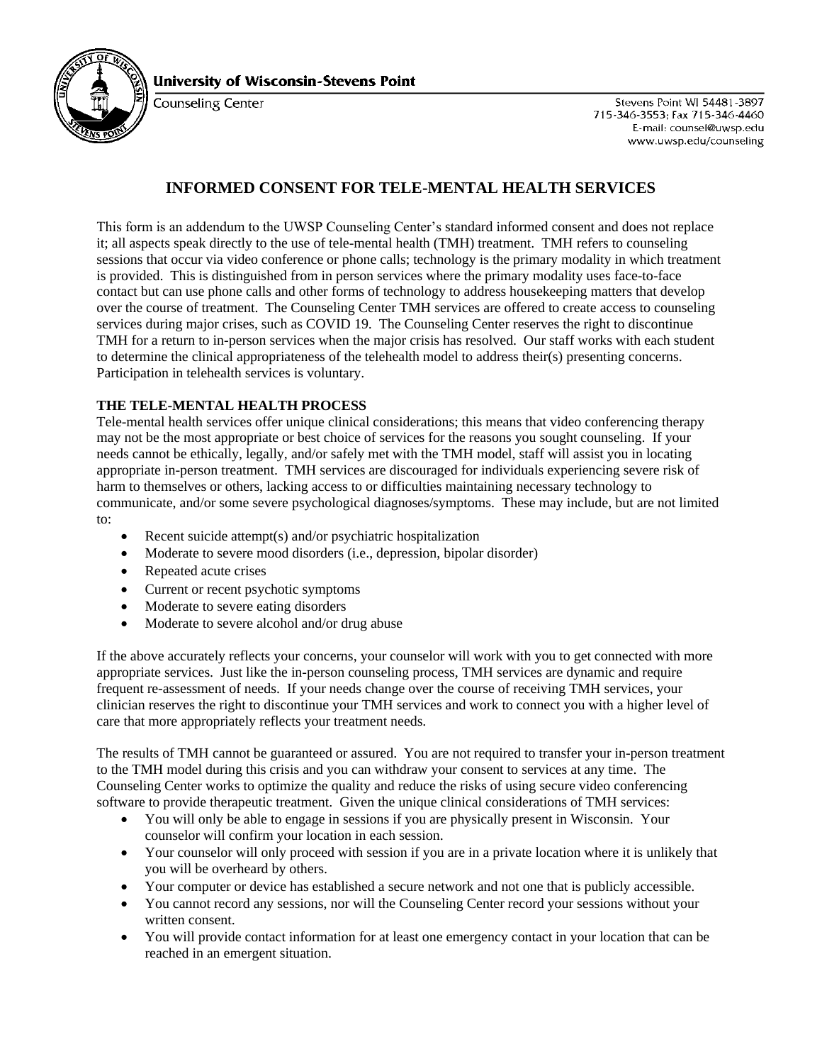**University of Wisconsin-Stevens Point**

Counseling Center

Stevens Point WI 54481-3897
715-346-3553; Fax 715-346-4460
E-mail: counsel@uwsp.edu
www.uwsp.edu/counseling

# INFORMED CONSENT FOR TELE-MENTAL HEALTH SERVICES

This form is an addendum to the UWSP Counseling Center's standard informed consent and does not replace it; all aspects speak directly to the use of tele-mental health (TMH) treatment. TMH refers to counseling sessions that occur via video conference or phone calls; technology is the primary modality in which treatment is provided. This is distinguished from in person services where the primary modality uses face-to-face contact but can use phone calls and other forms of technology to address housekeeping matters that develop over the course of treatment. The Counseling Center TMH services are offered to create access to counseling services during major crises, such as COVID 19. The Counseling Center reserves the right to discontinue TMH for a return to in-person services when the major crisis has resolved. Our staff works with each student to determine the clinical appropriateness of the telehealth model to address their(s) presenting concerns. Participation in telehealth services is voluntary.

## THE TELE-MENTAL HEALTH PROCESS

Tele-mental health services offer unique clinical considerations; this means that video conferencing therapy may not be the most appropriate or best choice of services for the reasons you sought counseling. If your needs cannot be ethically, legally, and/or safely met with the TMH model, staff will assist you in locating appropriate in-person treatment. TMH services are discouraged for individuals experiencing severe risk of harm to themselves or others, lacking access to or difficulties maintaining necessary technology to communicate, and/or some severe psychological diagnoses/symptoms. These may include, but are not limited to:

- Recent suicide attempt(s) and/or psychiatric hospitalization
- Moderate to severe mood disorders (i.e., depression, bipolar disorder)
- Repeated acute crises
- Current or recent psychotic symptoms
- Moderate to severe eating disorders
- Moderate to severe alcohol and/or drug abuse

If the above accurately reflects your concerns, your counselor will work with you to get connected with more appropriate services. Just like the in-person counseling process, TMH services are dynamic and require frequent re-assessment of needs. If your needs change over the course of receiving TMH services, your clinician reserves the right to discontinue your TMH services and work to connect you with a higher level of care that more appropriately reflects your treatment needs.

The results of TMH cannot be guaranteed or assured. You are not required to transfer your in-person treatment to the TMH model during this crisis and you can withdraw your consent to services at any time. The Counseling Center works to optimize the quality and reduce the risks of using secure video conferencing software to provide therapeutic treatment. Given the unique clinical considerations of TMH services:

- You will only be able to engage in sessions if you are physically present in Wisconsin. Your counselor will confirm your location in each session.
- Your counselor will only proceed with session if you are in a private location where it is unlikely that you will be overheard by others.
- Your computer or device has established a secure network and not one that is publicly accessible.
- You cannot record any sessions, nor will the Counseling Center record your sessions without your written consent.
- You will provide contact information for at least one emergency contact in your location that can be reached in an emergent situation.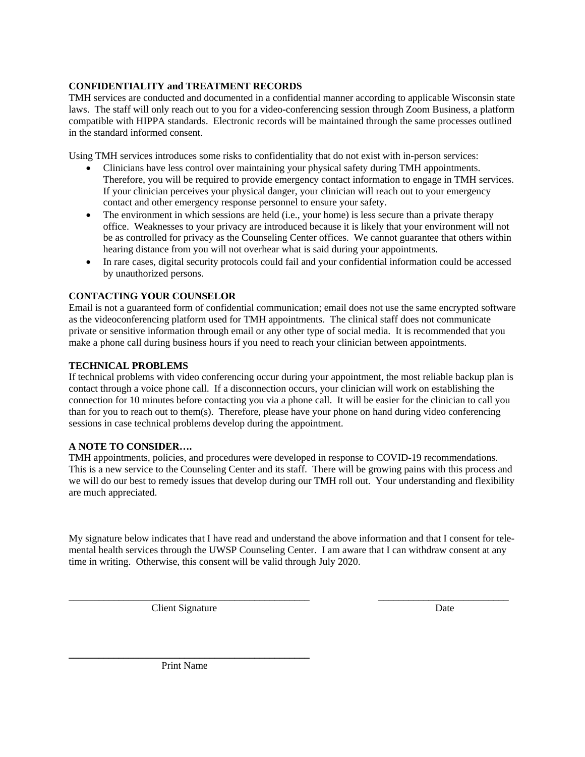**CONFIDENTIALITY and TREATMENT RECORDS**

TMH services are conducted and documented in a confidential manner according to applicable Wisconsin state laws. The staff will only reach out to you for a video-conferencing session through Zoom Business, a platform compatible with HIPPA standards. Electronic records will be maintained through the same processes outlined in the standard informed consent.

Using TMH services introduces some risks to confidentiality that do not exist with in-person services:

- Clinicians have less control over maintaining your physical safety during TMH appointments. Therefore, you will be required to provide emergency contact information to engage in TMH services. If your clinician perceives your physical danger, your clinician will reach out to your emergency contact and other emergency response personnel to ensure your safety.
- The environment in which sessions are held (i.e., your home) is less secure than a private therapy office. Weaknesses to your privacy are introduced because it is likely that your environment will not be as controlled for privacy as the Counseling Center offices. We cannot guarantee that others within hearing distance from you will not overhear what is said during your appointments.
- In rare cases, digital security protocols could fail and your confidential information could be accessed by unauthorized persons.

**CONTACTING YOUR COUNSELOR**

Email is not a guaranteed form of confidential communication; email does not use the same encrypted software as the videoconferencing platform used for TMH appointments. The clinical staff does not communicate private or sensitive information through email or any other type of social media. It is recommended that you make a phone call during business hours if you need to reach your clinician between appointments.

**TECHNICAL PROBLEMS**

If technical problems with video conferencing occur during your appointment, the most reliable backup plan is contact through a voice phone call. If a disconnection occurs, your clinician will work on establishing the connection for 10 minutes before contacting you via a phone call. It will be easier for the clinician to call you than for you to reach out to them(s). Therefore, please have your phone on hand during video conferencing sessions in case technical problems develop during the appointment.

**A NOTE TO CONSIDER….**

TMH appointments, policies, and procedures were developed in response to COVID-19 recommendations. This is a new service to the Counseling Center and its staff. There will be growing pains with this process and we will do our best to remedy issues that develop during our TMH roll out. Your understanding and flexibility are much appreciated.

My signature below indicates that I have read and understand the above information and that I consent for tele-mental health services through the UWSP Counseling Center. I am aware that I can withdraw consent at any time in writing. Otherwise, this consent will be valid through July 2020.

_________________________________________________ ___________________________

Client Signature Date

_________________________________________________

Print Name